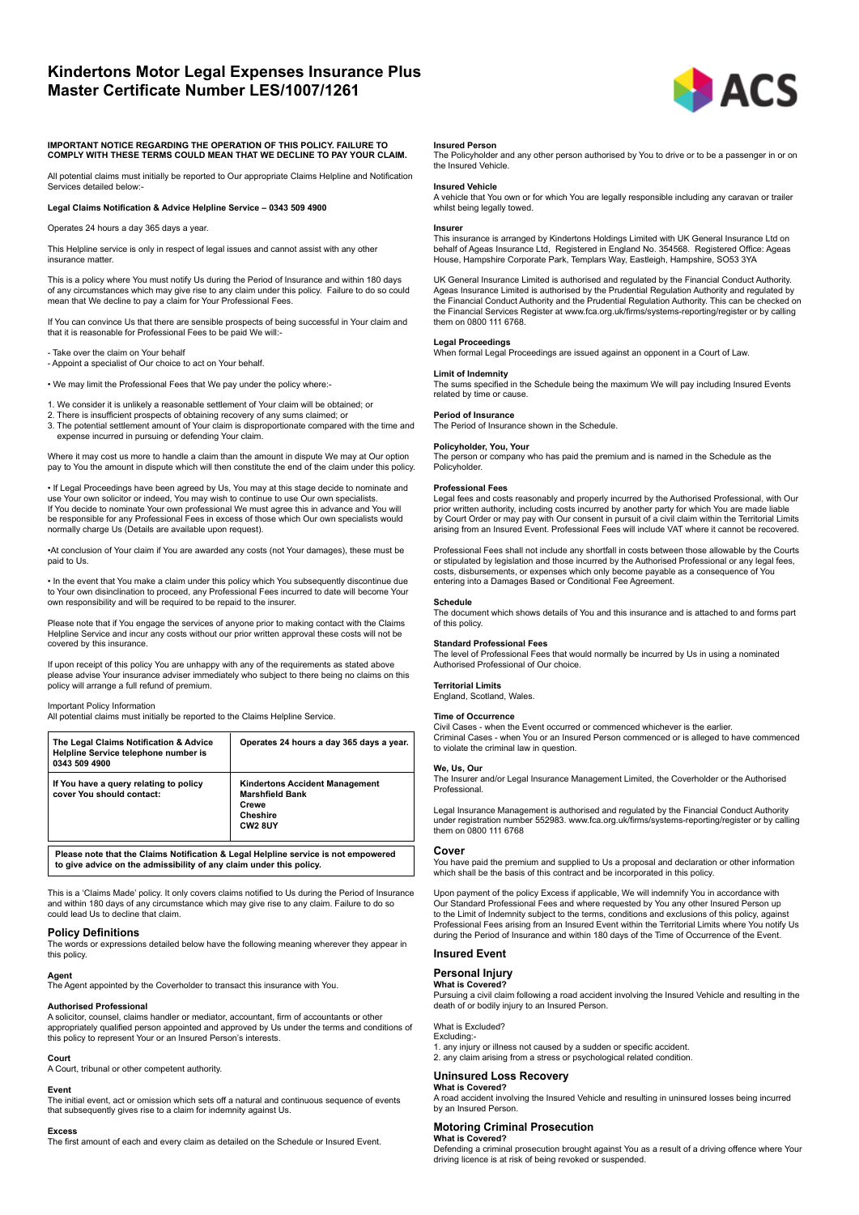# Kindertons Motor Legal Expenses Insurance Plus Master Certificate Number LES/1007/1261

**IMPORTANT NOTICE REGARDING THE OPERATION OF THIS POLICY. FAILURE TO COMPLY WITH THESE TERMS COULD MEAN THAT WE DECLINE TO PAY YOUR CLAIM.**

All potential claims must initially be reported to Our appropriate Claims Helpline and Notification Services detailed below:-

**Legal Claims Notification & Advice Helpline Service – 0343 509 4900**

Operates 24 hours a day 365 days a year.

This Helpline service is only in respect of legal issues and cannot assist with any other insurance matter.

This is a policy where You must notify Us during the Period of Insurance and within 180 days of any circumstances which may give rise to any claim under this policy. Failure to do so could mean that We decline to pay a claim for Your Professional Fees.

If You can convince Us that there are sensible prospects of being successful in Your claim and that it is reasonable for Professional Fees to be paid We will:-

- Take over the claim on Your behalf
- Appoint a specialist of Our choice to act on Your behalf.

• We may limit the Professional Fees that We pay under the policy where:-

1. We consider it is unlikely a reasonable settlement of Your claim will be obtained; or
2. There is insufficient prospects of obtaining recovery of any sums claimed; or
3. The potential settlement amount of Your claim is disproportionate compared with the time and expense incurred in pursuing or defending Your claim.

Where it may cost us more to handle a claim than the amount in dispute We may at Our option pay to You the amount in dispute which will then constitute the end of the claim under this policy.

• If Legal Proceedings have been agreed by Us, You may at this stage decide to nominate and use Your own solicitor or indeed, You may wish to continue to use Our own specialists. If You decide to nominate Your own professional We must agree this in advance and You will be responsible for any Professional Fees in excess of those which Our own specialists would normally charge Us (Details are available upon request).

•At conclusion of Your claim if You are awarded any costs (not Your damages), these must be paid to Us.

• In the event that You make a claim under this policy which You subsequently discontinue due to Your own disinclination to proceed, any Professional Fees incurred to date will become Your own responsibility and will be required to be repaid to the insurer.

Please note that if You engage the services of anyone prior to making contact with the Claims Helpline Service and incur any costs without our prior written approval these costs will not be covered by this insurance.

If upon receipt of this policy You are unhappy with any of the requirements as stated above please advise Your insurance adviser immediately who subject to there being no claims on this policy will arrange a full refund of premium.

Important Policy Information
All potential claims must initially be reported to the Claims Helpline Service.

| **The Legal Claims Notification & Advice Helpline Service telephone number is 0343 509 4900** | **Operates 24 hours a day 365 days a year.** |
|---|---|
| **If You have a query relating to policy cover You should contact:** | **Kindertons Accident Management**<br>**Marshfield Bank**<br>**Crewe**<br>**Cheshire**<br>**CW2 8UY** |

**Please note that the Claims Notification & Legal Helpline service is not empowered to give advice on the admissibility of any claim under this policy.**

This is a 'Claims Made' policy. It only covers claims notified to Us during the Period of Insurance and within 180 days of any circumstance which may give rise to any claim. Failure to do so could lead Us to decline that claim.

## Policy Definitions

The words or expressions detailed below have the following meaning wherever they appear in this policy.

**Agent**
The Agent appointed by the Coverholder to transact this insurance with You.

**Authorised Professional**
A solicitor, counsel, claims handler or mediator, accountant, firm of accountants or other appropriately qualified person appointed and approved by Us under the terms and conditions of this policy to represent Your or an Insured Person's interests.

**Court**
A Court, tribunal or other competent authority.

**Event**
The initial event, act or omission which sets off a natural and continuous sequence of events that subsequently gives rise to a claim for indemnity against Us.

**Excess**
The first amount of each and every claim as detailed on the Schedule or Insured Event.

**Insured Person**
The Policyholder and any other person authorised by You to drive or to be a passenger in or on the Insured Vehicle.

**Insured Vehicle**
A vehicle that You own or for which You are legally responsible including any caravan or trailer whilst being legally towed.

**Insurer**
This insurance is arranged by Kindertons Holdings Limited with UK General Insurance Ltd on behalf of Ageas Insurance Ltd, Registered in England No. 354568. Registered Office: Ageas House, Hampshire Corporate Park, Templars Way, Eastleigh, Hampshire, SO53 3YA

UK General Insurance Limited is authorised and regulated by the Financial Conduct Authority. Ageas Insurance Limited is authorised by the Prudential Regulation Authority and regulated by the Financial Conduct Authority and the Prudential Regulation Authority. This can be checked on the Financial Services Register at www.fca.org.uk/firms/systems-reporting/register or by calling them on 0800 111 6768.

**Legal Proceedings**
When formal Legal Proceedings are issued against an opponent in a Court of Law.

**Limit of Indemnity**
The sums specified in the Schedule being the maximum We will pay including Insured Events related by time or cause.

**Period of Insurance**
The Period of Insurance shown in the Schedule.

**Policyholder, You, Your**
The person or company who has paid the premium and is named in the Schedule as the Policyholder.

**Professional Fees**
Legal fees and costs reasonably and properly incurred by the Authorised Professional, with Our prior written authority, including costs incurred by another party for which You are made liable by Court Order or may pay with Our consent in pursuit of a civil claim within the Territorial Limits arising from an Insured Event. Professional Fees will include VAT where it cannot be recovered.

Professional Fees shall not include any shortfall in costs between those allowable by the Courts or stipulated by legislation and those incurred by the Authorised Professional or any legal fees, costs, disbursements, or expenses which only become payable as a consequence of You entering into a Damages Based or Conditional Fee Agreement.

**Schedule**
The document which shows details of You and this insurance and is attached to and forms part of this policy.

**Standard Professional Fees**
The level of Professional Fees that would normally be incurred by Us in using a nominated Authorised Professional of Our choice.

**Territorial Limits**
England, Scotland, Wales.

**Time of Occurrence**
Civil Cases - when the Event occurred or commenced whichever is the earlier.
Criminal Cases - when You or an Insured Person commenced or is alleged to have commenced to violate the criminal law in question.

**We, Us, Our**
The Insurer and/or Legal Insurance Management Limited, the Coverholder or the Authorised Professional.

Legal Insurance Management is authorised and regulated by the Financial Conduct Authority under registration number 552983. www.fca.org.uk/firms/systems-reporting/register or by calling them on 0800 111 6768

## Cover

You have paid the premium and supplied to Us a proposal and declaration or other information which shall be the basis of this contract and be incorporated in this policy.

Upon payment of the policy Excess if applicable, We will indemnify You in accordance with Our Standard Professional Fees and where requested by You any other Insured Person up to the Limit of Indemnity subject to the terms, conditions and exclusions of this policy, against Professional Fees arising from an Insured Event within the Territorial Limits where You notify Us during the Period of Insurance and within 180 days of the Time of Occurrence of the Event.

## Insured Event

### Personal Injury

**What is Covered?**
Pursuing a civil claim following a road accident involving the Insured Vehicle and resulting in the death of or bodily injury to an Insured Person.

What is Excluded?
Excluding:-
1. any injury or illness not caused by a sudden or specific accident.
2. any claim arising from a stress or psychological related condition.

### Uninsured Loss Recovery

**What is Covered?**
A road accident involving the Insured Vehicle and resulting in uninsured losses being incurred by an Insured Person.

### Motoring Criminal Prosecution

**What is Covered?**
Defending a criminal prosecution brought against You as a result of a driving offence where Your driving licence is at risk of being revoked or suspended.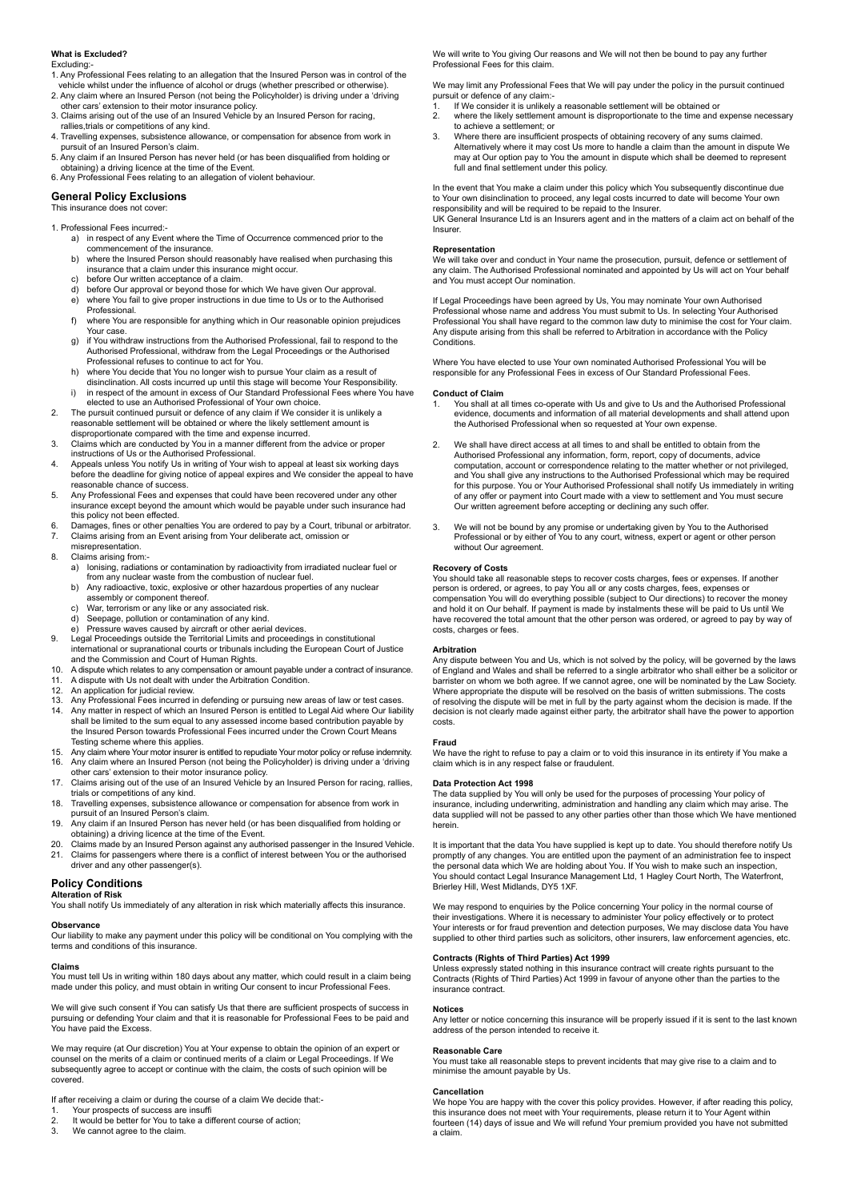**What is Excluded?**

Excluding:-

1. Any Professional Fees relating to an allegation that the Insured Person was in control of the vehicle whilst under the influence of alcohol or drugs (whether prescribed or otherwise).
2. Any claim where an Insured Person (not being the Policyholder) is driving under a 'driving other cars' extension to their motor insurance policy.
3. Claims arising out of the use of an Insured Vehicle by an Insured Person for racing, rallies,trials or competitions of any kind.
4. Travelling expenses, subsistence allowance, or compensation for absence from work in pursuit of an Insured Person's claim.
5. Any claim if an Insured Person has never held (or has been disqualified from holding or obtaining) a driving licence at the time of the Event.
6. Any Professional Fees relating to an allegation of violent behaviour.

## General Policy Exclusions

This insurance does not cover:

1. Professional Fees incurred:-
   a) in respect of any Event where the Time of Occurrence commenced prior to the commencement of the insurance.
   b) where the Insured Person should reasonably have realised when purchasing this insurance that a claim under this insurance might occur.
   c) before Our written acceptance of a claim.
   d) before Our approval or beyond those for which We have given Our approval.
   e) where You fail to give proper instructions in due time to Us or to the Authorised Professional.
   f) where You are responsible for anything which in Our reasonable opinion prejudices Your case.
   g) if You withdraw instructions from the Authorised Professional, fail to respond to the Authorised Professional, withdraw from the Legal Proceedings or the Authorised Professional refuses to continue to act for You.
   h) where You decide that You no longer wish to pursue Your claim as a result of disinclination. All costs incurred up until this stage will become Your Responsibility.
   i) in respect of the amount in excess of Our Standard Professional Fees where You have elected to use an Authorised Professional of Your own choice.
2. The pursuit continued pursuit or defence of any claim if We consider it is unlikely a reasonable settlement will be obtained or where the likely settlement amount is disproportionate compared with the time and expense incurred.
3. Claims which are conducted by You in a manner different from the advice or proper instructions of Us or the Authorised Professional.
4. Appeals unless You notify Us in writing of Your wish to appeal at least six working days before the deadline for giving notice of appeal expires and We consider the appeal to have reasonable chance of success.
5. Any Professional Fees and expenses that could have been recovered under any other insurance except beyond the amount which would be payable under such insurance had this policy not been effected.
6. Damages, fines or other penalties You are ordered to pay by a Court, tribunal or arbitrator.
7. Claims arising from an Event arising from Your deliberate act, omission or misrepresentation.
8. Claims arising from:-
   a) Ionising, radiations or contamination by radioactivity from irradiated nuclear fuel or from any nuclear waste from the combustion of nuclear fuel.
   b) Any radioactive, toxic, explosive or other hazardous properties of any nuclear assembly or component thereof.
   c) War, terrorism or any like or any associated risk.
   d) Seepage, pollution or contamination of any kind.
   e) Pressure waves caused by aircraft or other aerial devices.
9. Legal Proceedings outside the Territorial Limits and proceedings in constitutional international or supranational courts or tribunals including the European Court of Justice and the Commission and Court of Human Rights.
10. A dispute which relates to any compensation or amount payable under a contract of insurance.
11. A dispute with Us not dealt with under the Arbitration Condition.
12. An application for judicial review.
13. Any Professional Fees incurred in defending or pursuing new areas of law or test cases.
14. Any matter in respect of which an Insured Person is entitled to Legal Aid where Our liability shall be limited to the sum equal to any assessed income based contribution payable by the Insured Person towards Professional Fees incurred under the Crown Court Means Testing scheme where this applies.
15. Any claim where Your motor insurer is entitled to repudiate Your motor policy or refuse indemnity.
16. Any claim where an Insured Person (not being the Policyholder) is driving under a 'driving other cars' extension to their motor insurance policy.
17. Claims arising out of the use of an Insured Vehicle by an Insured Person for racing, rallies, trials or competitions of any kind.
18. Travelling expenses, subsistence allowance or compensation for absence from work in pursuit of an Insured Person's claim.
19. Any claim if an Insured Person has never held (or has been disqualified from holding or obtaining) a driving licence at the time of the Event.
20. Claims made by an Insured Person against any authorised passenger in the Insured Vehicle.
21. Claims for passengers where there is a conflict of interest between You or the authorised driver and any other passenger(s).

## Policy Conditions

**Alteration of Risk**

You shall notify Us immediately of any alteration in risk which materially affects this insurance.

**Observance**

Our liability to make any payment under this policy will be conditional on You complying with the terms and conditions of this insurance.

**Claims**

You must tell Us in writing within 180 days about any matter, which could result in a claim being made under this policy, and must obtain in writing Our consent to incur Professional Fees.

We will give such consent if You can satisfy Us that there are sufficient prospects of success in pursuing or defending Your claim and that it is reasonable for Professional Fees to be paid and You have paid the Excess.

We may require (at Our discretion) You at Your expense to obtain the opinion of an expert or counsel on the merits of a claim or continued merits of a claim or Legal Proceedings. If We subsequently agree to accept or continue with the claim, the costs of such opinion will be covered.

If after receiving a claim or during the course of a claim We decide that:-

1. Your prospects of success are insuffi
2. It would be better for You to take a different course of action;
3. We cannot agree to the claim.

We will write to You giving Our reasons and We will not then be bound to pay any further Professional Fees for this claim.

We may limit any Professional Fees that We will pay under the policy in the pursuit continued pursuit or defence of any claim:-

1. If We consider it is unlikely a reasonable settlement will be obtained or
2. where the likely settlement amount is disproportionate to the time and expense necessary to achieve a settlement; or
3. Where there are insufficient prospects of obtaining recovery of any sums claimed. Alternatively where it may cost Us more to handle a claim than the amount in dispute We may at Our option pay to You the amount in dispute which shall be deemed to represent full and final settlement under this policy.

In the event that You make a claim under this policy which You subsequently discontinue due to Your own disinclination to proceed, any legal costs incurred to date will become Your own responsibility and will be required to be repaid to the Insurer.

UK General Insurance Ltd is an Insurers agent and in the matters of a claim act on behalf of the Insurer.

**Representation**

We will take over and conduct in Your name the prosecution, pursuit, defence or settlement of any claim. The Authorised Professional nominated and appointed by Us will act on Your behalf and You must accept Our nomination.

If Legal Proceedings have been agreed by Us, You may nominate Your own Authorised Professional whose name and address You must submit to Us. In selecting Your Authorised Professional You shall have regard to the common law duty to minimise the cost for Your claim. Any dispute arising from this shall be referred to Arbitration in accordance with the Policy Conditions.

Where You have elected to use Your own nominated Authorised Professional You will be responsible for any Professional Fees in excess of Our Standard Professional Fees.

**Conduct of Claim**

1. You shall at all times co-operate with Us and give to Us and the Authorised Professional evidence, documents and information of all material developments and shall attend upon the Authorised Professional when so requested at Your own expense.
2. We shall have direct access at all times to and shall be entitled to obtain from the Authorised Professional any information, form, report, copy of documents, advice computation, account or correspondence relating to the matter whether or not privileged, and You shall give any instructions to the Authorised Professional which may be required for this purpose. You or Your Authorised Professional shall notify Us immediately in writing of any offer or payment into Court made with a view to settlement and You must secure Our written agreement before accepting or declining any such offer.
3. We will not be bound by any promise or undertaking given by You to the Authorised Professional or by either of You to any court, witness, expert or agent or other person without Our agreement.

**Recovery of Costs**

You should take all reasonable steps to recover costs charges, fees or expenses. If another person is ordered, or agrees, to pay You all or any costs charges, fees, expenses or compensation You will do everything possible (subject to Our directions) to recover the money and hold it on Our behalf. If payment is made by instalments these will be paid to Us until We have recovered the total amount that the other person was ordered, or agreed to pay by way of costs, charges or fees.

**Arbitration**

Any dispute between You and Us, which is not solved by the policy, will be governed by the laws of England and Wales and shall be referred to a single arbitrator who shall either be a solicitor or barrister on whom we both agree. If we cannot agree, one will be nominated by the Law Society. Where appropriate the dispute will be resolved on the basis of written submissions. The costs of resolving the dispute will be met in full by the party against whom the decision is made. If the decision is not clearly made against either party, the arbitrator shall have the power to apportion costs.

**Fraud**

We have the right to refuse to pay a claim or to void this insurance in its entirety if You make a claim which is in any respect false or fraudulent.

**Data Protection Act 1998**

The data supplied by You will only be used for the purposes of processing Your policy of insurance, including underwriting, administration and handling any claim which may arise. The data supplied will not be passed to any other parties other than those which We have mentioned herein.

It is important that the data You have supplied is kept up to date. You should therefore notify Us promptly of any changes. You are entitled upon the payment of an administration fee to inspect the personal data which We are holding about You. If You wish to make such an inspection, You should contact Legal Insurance Management Ltd, 1 Hagley Court North, The Waterfront, Brierley Hill, West Midlands, DY5 1XF.

We may respond to enquiries by the Police concerning Your policy in the normal course of their investigations. Where it is necessary to administer Your policy effectively or to protect Your interests or for fraud prevention and detection purposes, We may disclose data You have supplied to other third parties such as solicitors, other insurers, law enforcement agencies, etc.

**Contracts (Rights of Third Parties) Act 1999**

Unless expressly stated nothing in this insurance contract will create rights pursuant to the Contracts (Rights of Third Parties) Act 1999 in favour of anyone other than the parties to the insurance contract.

**Notices**

Any letter or notice concerning this insurance will be properly issued if it is sent to the last known address of the person intended to receive it.

**Reasonable Care**

You must take all reasonable steps to prevent incidents that may give rise to a claim and to minimise the amount payable by Us.

**Cancellation**

We hope You are happy with the cover this policy provides. However, if after reading this policy, this insurance does not meet with Your requirements, please return it to Your Agent within fourteen (14) days of issue and We will refund Your premium provided you have not submitted a claim.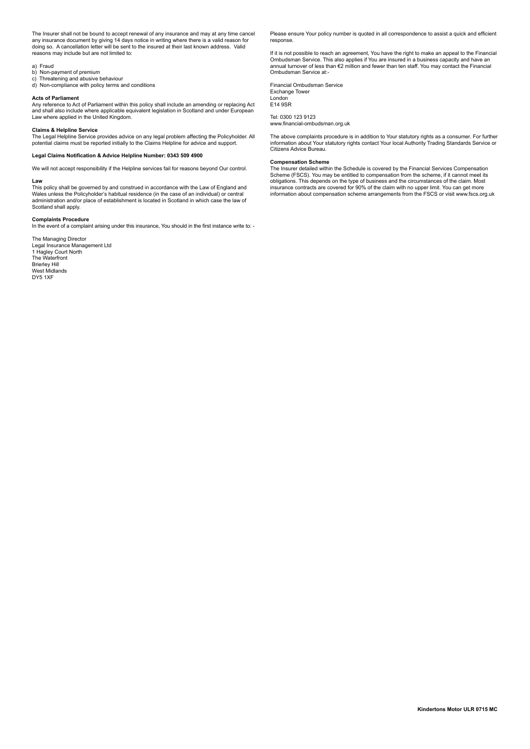The Insurer shall not be bound to accept renewal of any insurance and may at any time cancel any insurance document by giving 14 days notice in writing where there is a valid reason for doing so. A cancellation letter will be sent to the insured at their last known address. Valid reasons may include but are not limited to:

a) Fraud
b) Non-payment of premium
c) Threatening and abusive behaviour
d) Non-compliance with policy terms and conditions

**Acts of Parliament**
Any reference to Act of Parliament within this policy shall include an amending or replacing Act and shall also include where applicable equivalent legislation in Scotland and under European Law where applied in the United Kingdom.

**Claims & Helpline Service**
The Legal Helpline Service provides advice on any legal problem affecting the Policyholder. All potential claims must be reported initially to the Claims Helpline for advice and support.

**Legal Claims Notification & Advice Helpline Number: 0343 509 4900**

We will not accept responsibility if the Helpline services fail for reasons beyond Our control.

**Law**
This policy shall be governed by and construed in accordance with the Law of England and Wales unless the Policyholder's habitual residence (in the case of an individual) or central administration and/or place of establishment is located in Scotland in which case the law of Scotland shall apply.

**Complaints Procedure**
In the event of a complaint arising under this insurance, You should in the first instance write to: -

The Managing Director
Legal Insurance Management Ltd
1 Hagley Court North
The Waterfront
Brierley Hill
West Midlands
DY5 1XF

Please ensure Your policy number is quoted in all correspondence to assist a quick and efficient response.

If it is not possible to reach an agreement, You have the right to make an appeal to the Financial Ombudsman Service. This also applies if You are insured in a business capacity and have an annual turnover of less than €2 million and fewer than ten staff. You may contact the Financial Ombudsman Service at:-

Financial Ombudsman Service
Exchange Tower
London
E14 9SR

Tel: 0300 123 9123
www.financial-ombudsman.org.uk

The above complaints procedure is in addition to Your statutory rights as a consumer. For further information about Your statutory rights contact Your local Authority Trading Standards Service or Citizens Advice Bureau.

**Compensation Scheme**
The Insurer detailed within the Schedule is covered by the Financial Services Compensation Scheme (FSCS). You may be entitled to compensation from the scheme, if it cannot meet its obligations. This depends on the type of business and the circumstances of the claim. Most insurance contracts are covered for 90% of the claim with no upper limit. You can get more information about compensation scheme arrangements from the FSCS or visit www.fscs.org.uk

**Kindertons Motor ULR 0715 MC**